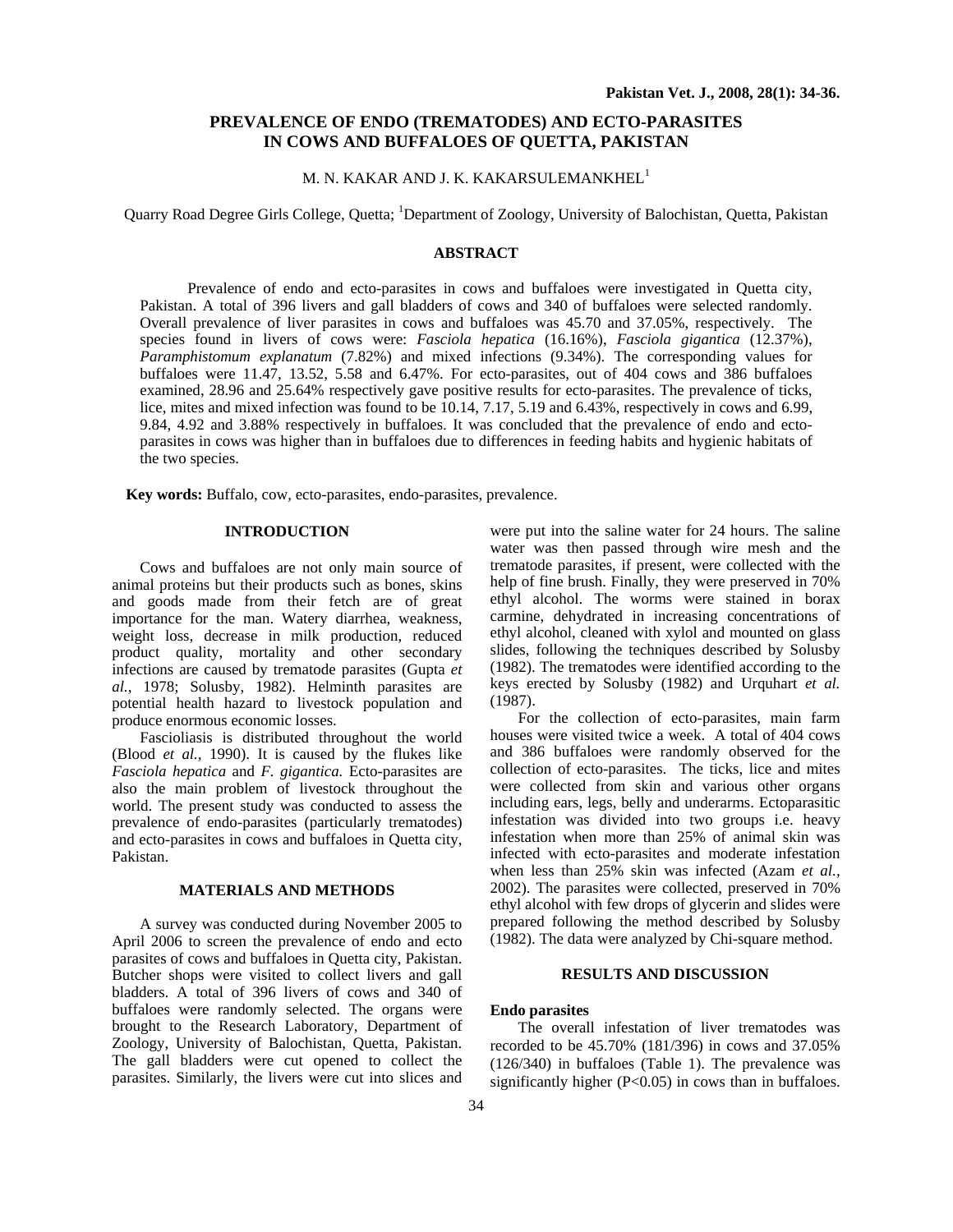# PREVALENCE OF ENDO (TREMATODES) AND ECTO-PARASITES IN COWS AND BUFFALOES OF QUETTA, PAKISTAN

M. N. KAKAR AND J. K. KAKARSULEMANKHEL[1]

Quarry Road Degree Girls College, Quetta; [1]Department of Zoology, University of Balochistan, Quetta, Pakistan

## ABSTRACT

Prevalence of endo and ecto-parasites in cows and buffaloes were investigated in Quetta city, Pakistan. A total of 396 livers and gall bladders of cows and 340 of buffaloes were selected randomly. Overall prevalence of liver parasites in cows and buffaloes was 45.70 and 37.05%, respectively. The species found in livers of cows were: *Fasciola hepatica* (16.16%), *Fasciola gigantica* (12.37%), *Paramphistomum explanatum* (7.82%) and mixed infections (9.34%). The corresponding values for buffaloes were 11.47, 13.52, 5.58 and 6.47%. For ecto-parasites, out of 404 cows and 386 buffaloes examined, 28.96 and 25.64% respectively gave positive results for ecto-parasites. The prevalence of ticks, lice, mites and mixed infection was found to be 10.14, 7.17, 5.19 and 6.43%, respectively in cows and 6.99, 9.84, 4.92 and 3.88% respectively in buffaloes. It was concluded that the prevalence of endo and ecto-parasites in cows was higher than in buffaloes due to differences in feeding habits and hygienic habitats of the two species.

**Key words:** Buffalo, cow, ecto-parasites, endo-parasites, prevalence.

## INTRODUCTION

Cows and buffaloes are not only main source of animal proteins but their products such as bones, skins and goods made from their fetch are of great importance for the man. Watery diarrhea, weakness, weight loss, decrease in milk production, reduced product quality, mortality and other secondary infections are caused by trematode parasites (Gupta *et al.,* 1978; Solusby, 1982). Helminth parasites are potential health hazard to livestock population and produce enormous economic losses.

Fascioliasis is distributed throughout the world (Blood *et al.,* 1990). It is caused by the flukes like *Fasciola hepatica* and *F. gigantica.* Ecto-parasites are also the main problem of livestock throughout the world. The present study was conducted to assess the prevalence of endo-parasites (particularly trematodes) and ecto-parasites in cows and buffaloes in Quetta city, Pakistan.

## MATERIALS AND METHODS

A survey was conducted during November 2005 to April 2006 to screen the prevalence of endo and ecto parasites of cows and buffaloes in Quetta city, Pakistan. Butcher shops were visited to collect livers and gall bladders. A total of 396 livers of cows and 340 of buffaloes were randomly selected. The organs were brought to the Research Laboratory, Department of Zoology, University of Balochistan, Quetta, Pakistan. The gall bladders were cut opened to collect the parasites. Similarly, the livers were cut into slices and were put into the saline water for 24 hours. The saline water was then passed through wire mesh and the trematode parasites, if present, were collected with the help of fine brush. Finally, they were preserved in 70% ethyl alcohol. The worms were stained in borax carmine, dehydrated in increasing concentrations of ethyl alcohol, cleaned with xylol and mounted on glass slides, following the techniques described by Solusby (1982). The trematodes were identified according to the keys erected by Solusby (1982) and Urquhart *et al.* (1987).

For the collection of ecto-parasites, main farm houses were visited twice a week. A total of 404 cows and 386 buffaloes were randomly observed for the collection of ecto-parasites. The ticks, lice and mites were collected from skin and various other organs including ears, legs, belly and underarms. Ectoparasitic infestation was divided into two groups i.e. heavy infestation when more than 25% of animal skin was infected with ecto-parasites and moderate infestation when less than 25% skin was infected (Azam *et al.,* 2002). The parasites were collected, preserved in 70% ethyl alcohol with few drops of glycerin and slides were prepared following the method described by Solusby (1982). The data were analyzed by Chi-square method.

## RESULTS AND DISCUSSION

### Endo parasites

The overall infestation of liver trematodes was recorded to be 45.70% (181/396) in cows and 37.05% (126/340) in buffaloes (Table 1). The prevalence was significantly higher ($P<0.05$) in cows than in buffaloes.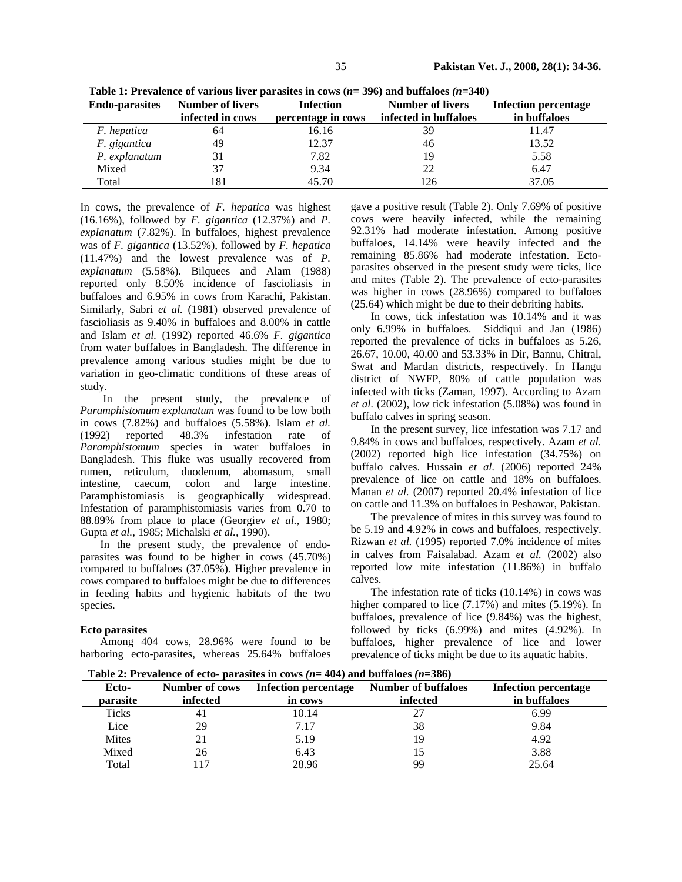**Table 1: Prevalence of various liver parasites in cows (*n*= 396) and buffaloes (*n*=340)**

| Endo-parasites | Number of livers infected in cows | Infection percentage in cows | Number of livers infected in buffaloes | Infection percentage in buffaloes |
|---|---|---|---|---|
| *F. hepatica* | 64 | 16.16 | 39 | 11.47 |
| *F. gigantica* | 49 | 12.37 | 46 | 13.52 |
| *P. explanatum* | 31 | 7.82 | 19 | 5.58 |
| Mixed | 37 | 9.34 | 22 | 6.47 |
| Total | 181 | 45.70 | 126 | 37.05 |

In cows, the prevalence of *F. hepatica* was highest (16.16%), followed by *F. gigantica* (12.37%) and *P. explanatum* (7.82%). In buffaloes, highest prevalence was of *F. gigantica* (13.52%), followed by *F. hepatica* (11.47%) and the lowest prevalence was of *P. explanatum* (5.58%). Bilquees and Alam (1988) reported only 8.50% incidence of fascioliasis in buffaloes and 6.95% in cows from Karachi, Pakistan. Similarly, Sabri *et al.* (1981) observed prevalence of fascioliasis as 9.40% in buffaloes and 8.00% in cattle and Islam *et al.* (1992) reported 46.6% *F. gigantica* from water buffaloes in Bangladesh. The difference in prevalence among various studies might be due to variation in geo-climatic conditions of these areas of study.

In the present study, the prevalence of *Paramphistomum explanatum* was found to be low both in cows (7.82%) and buffaloes (5.58%). Islam *et al.* (1992) reported 48.3% infestation rate of *Paramphistomum* species in water buffaloes in Bangladesh. This fluke was usually recovered from rumen, reticulum, duodenum, abomasum, small intestine, caecum, colon and large intestine. Paramphistomiasis is geographically widespread. Infestation of paramphistomiasis varies from 0.70 to 88.89% from place to place (Georgiev *et al.,* 1980; Gupta *et al.,* 1985; Michalski *et al.,* 1990).

In the present study, the prevalence of endo-parasites was found to be higher in cows (45.70%) compared to buffaloes (37.05%). Higher prevalence in cows compared to buffaloes might be due to differences in feeding habits and hygienic habitats of the two species.

**Ecto parasites**

Among 404 cows, 28.96% were found to be harboring ecto-parasites, whereas 25.64% buffaloes gave a positive result (Table 2). Only 7.69% of positive cows were heavily infected, while the remaining 92.31% had moderate infestation. Among positive buffaloes, 14.14% were heavily infected and the remaining 85.86% had moderate infestation. Ecto-parasites observed in the present study were ticks, lice and mites (Table 2). The prevalence of ecto-parasites was higher in cows (28.96%) compared to buffaloes (25.64) which might be due to their debriting habits.

In cows, tick infestation was 10.14% and it was only 6.99% in buffaloes. Siddiqui and Jan (1986) reported the prevalence of ticks in buffaloes as 5.26, 26.67, 10.00, 40.00 and 53.33% in Dir, Bannu, Chitral, Swat and Mardan districts, respectively. In Hangu district of NWFP, 80% of cattle population was infected with ticks (Zaman, 1997). According to Azam *et al.* (2002), low tick infestation (5.08%) was found in buffalo calves in spring season.

In the present survey, lice infestation was 7.17 and 9.84% in cows and buffaloes, respectively. Azam *et al.* (2002) reported high lice infestation (34.75%) on buffalo calves. Hussain *et al.* (2006) reported 24% prevalence of lice on cattle and 18% on buffaloes. Manan *et al.* (2007) reported 20.4% infestation of lice on cattle and 11.3% on buffaloes in Peshawar, Pakistan.

The prevalence of mites in this survey was found to be 5.19 and 4.92% in cows and buffaloes, respectively. Rizwan *et al.* (1995) reported 7.0% incidence of mites in calves from Faisalabad. Azam *et al.* (2002) also reported low mite infestation (11.86%) in buffalo calves.

The infestation rate of ticks (10.14%) in cows was higher compared to lice (7.17%) and mites (5.19%). In buffaloes, prevalence of lice (9.84%) was the highest, followed by ticks (6.99%) and mites (4.92%). In buffaloes, higher prevalence of lice and lower prevalence of ticks might be due to its aquatic habits.

**Table 2: Prevalence of ecto- parasites in cows (*n*= 404) and buffaloes (*n*=386)**

| Ecto-parasite | Number of cows infected | Infection percentage in cows | Number of buffaloes infected | Infection percentage in buffaloes |
|---|---|---|---|---|
| Ticks | 41 | 10.14 | 27 | 6.99 |
| Lice | 29 | 7.17 | 38 | 9.84 |
| Mites | 21 | 5.19 | 19 | 4.92 |
| Mixed | 26 | 6.43 | 15 | 3.88 |
| Total | 117 | 28.96 | 99 | 25.64 |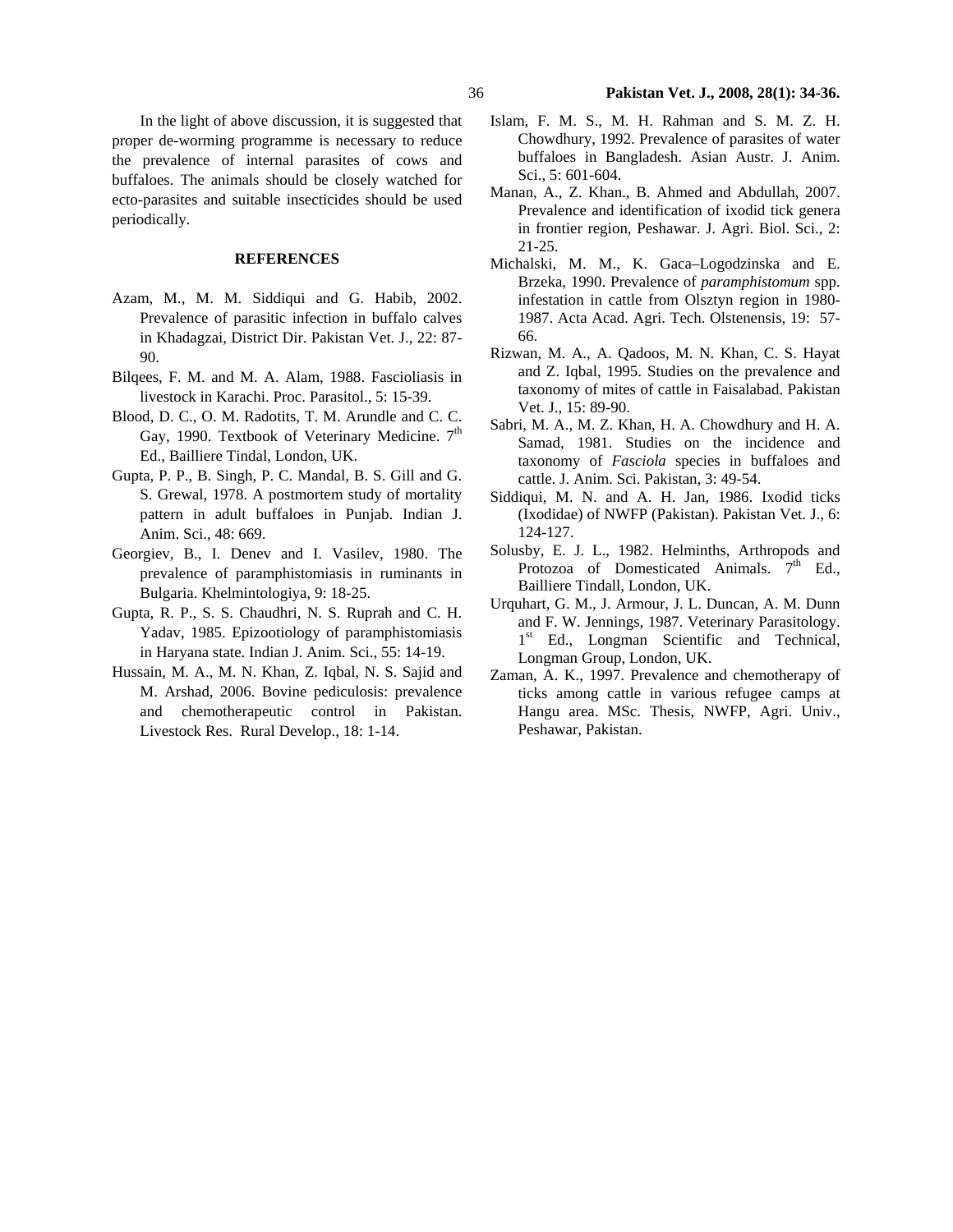In the light of above discussion, it is suggested that proper de-worming programme is necessary to reduce the prevalence of internal parasites of cows and buffaloes. The animals should be closely watched for ecto-parasites and suitable insecticides should be used periodically.

## REFERENCES

Azam, M., M. M. Siddiqui and G. Habib, 2002. Prevalence of parasitic infection in buffalo calves in Khadagzai, District Dir. Pakistan Vet. J., 22: 87-90.

Bilqees, F. M. and M. A. Alam, 1988. Fascioliasis in livestock in Karachi. Proc. Parasitol., 5: 15-39.

Blood, D. C., O. M. Radotits, T. M. Arundle and C. C. Gay, 1990. Textbook of Veterinary Medicine. 7th Ed., Bailliere Tindal, London, UK.

Gupta, P. P., B. Singh, P. C. Mandal, B. S. Gill and G. S. Grewal, 1978. A postmortem study of mortality pattern in adult buffaloes in Punjab. Indian J. Anim. Sci., 48: 669.

Georgiev, B., I. Denev and I. Vasilev, 1980. The prevalence of paramphistomiasis in ruminants in Bulgaria. Khelmintologiya, 9: 18-25.

Gupta, R. P., S. S. Chaudhri, N. S. Ruprah and C. H. Yadav, 1985. Epizootiology of paramphistomiasis in Haryana state. Indian J. Anim. Sci., 55: 14-19.

Hussain, M. A., M. N. Khan, Z. Iqbal, N. S. Sajid and M. Arshad, 2006. Bovine pediculosis: prevalence and chemotherapeutic control in Pakistan. Livestock Res. Rural Develop., 18: 1-14.

Islam, F. M. S., M. H. Rahman and S. M. Z. H. Chowdhury, 1992. Prevalence of parasites of water buffaloes in Bangladesh. Asian Austr. J. Anim. Sci., 5: 601-604.

Manan, A., Z. Khan., B. Ahmed and Abdullah, 2007. Prevalence and identification of ixodid tick genera in frontier region, Peshawar. J. Agri. Biol. Sci., 2: 21-25.

Michalski, M. M., K. Gaca–Logodzinska and E. Brzeka, 1990. Prevalence of *paramphistomum* spp. infestation in cattle from Olsztyn region in 1980-1987. Acta Acad. Agri. Tech. Olstenensis, 19: 57-66.

Rizwan, M. A., A. Qadoos, M. N. Khan, C. S. Hayat and Z. Iqbal, 1995. Studies on the prevalence and taxonomy of mites of cattle in Faisalabad. Pakistan Vet. J., 15: 89-90.

Sabri, M. A., M. Z. Khan, H. A. Chowdhury and H. A. Samad, 1981. Studies on the incidence and taxonomy of *Fasciola* species in buffaloes and cattle. J. Anim. Sci. Pakistan, 3: 49-54.

Siddiqui, M. N. and A. H. Jan, 1986. Ixodid ticks (Ixodidae) of NWFP (Pakistan). Pakistan Vet. J., 6: 124-127.

Solusby, E. J. L., 1982. Helminths, Arthropods and Protozoa of Domesticated Animals. 7th Ed., Bailliere Tindall, London, UK.

Urquhart, G. M., J. Armour, J. L. Duncan, A. M. Dunn and F. W. Jennings, 1987. Veterinary Parasitology. 1st Ed., Longman Scientific and Technical, Longman Group, London, UK.

Zaman, A. K., 1997. Prevalence and chemotherapy of ticks among cattle in various refugee camps at Hangu area. MSc. Thesis, NWFP, Agri. Univ., Peshawar, Pakistan.